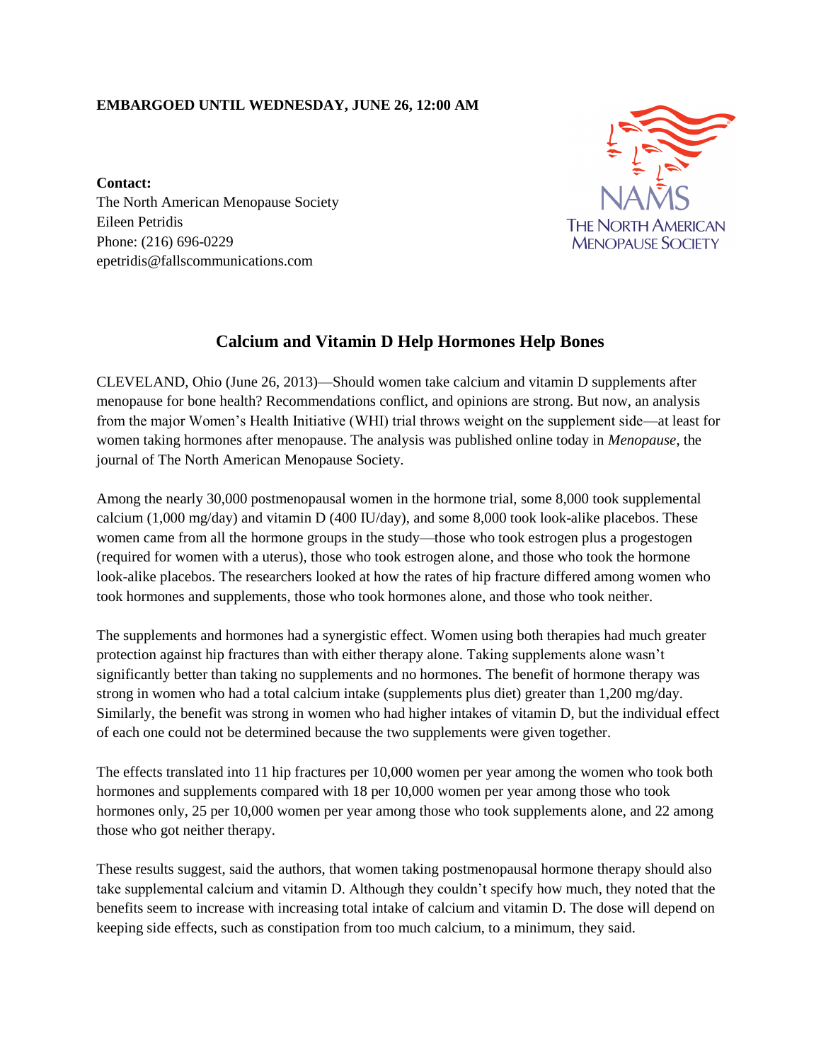**EMBARGOED UNTIL WEDNESDAY, JUNE 26, 12:00 AM**

**Contact:**
The North American Menopause Society
Eileen Petridis
Phone: (216) 696-0229
epetridis@fallscommunications.com

NAMS
THE NORTH AMERICAN
MENOPAUSE SOCIETY

## Calcium and Vitamin D Help Hormones Help Bones

CLEVELAND, Ohio (June 26, 2013)—Should women take calcium and vitamin D supplements after menopause for bone health? Recommendations conflict, and opinions are strong. But now, an analysis from the major Women's Health Initiative (WHI) trial throws weight on the supplement side—at least for women taking hormones after menopause. The analysis was published online today in *Menopause*, the journal of The North American Menopause Society.

Among the nearly 30,000 postmenopausal women in the hormone trial, some 8,000 took supplemental calcium (1,000 mg/day) and vitamin D (400 IU/day), and some 8,000 took look-alike placebos. These women came from all the hormone groups in the study—those who took estrogen plus a progestogen (required for women with a uterus), those who took estrogen alone, and those who took the hormone look-alike placebos. The researchers looked at how the rates of hip fracture differed among women who took hormones and supplements, those who took hormones alone, and those who took neither.

The supplements and hormones had a synergistic effect. Women using both therapies had much greater protection against hip fractures than with either therapy alone. Taking supplements alone wasn't significantly better than taking no supplements and no hormones. The benefit of hormone therapy was strong in women who had a total calcium intake (supplements plus diet) greater than 1,200 mg/day. Similarly, the benefit was strong in women who had higher intakes of vitamin D, but the individual effect of each one could not be determined because the two supplements were given together.

The effects translated into 11 hip fractures per 10,000 women per year among the women who took both hormones and supplements compared with 18 per 10,000 women per year among those who took hormones only, 25 per 10,000 women per year among those who took supplements alone, and 22 among those who got neither therapy.

These results suggest, said the authors, that women taking postmenopausal hormone therapy should also take supplemental calcium and vitamin D. Although they couldn't specify how much, they noted that the benefits seem to increase with increasing total intake of calcium and vitamin D. The dose will depend on keeping side effects, such as constipation from too much calcium, to a minimum, they said.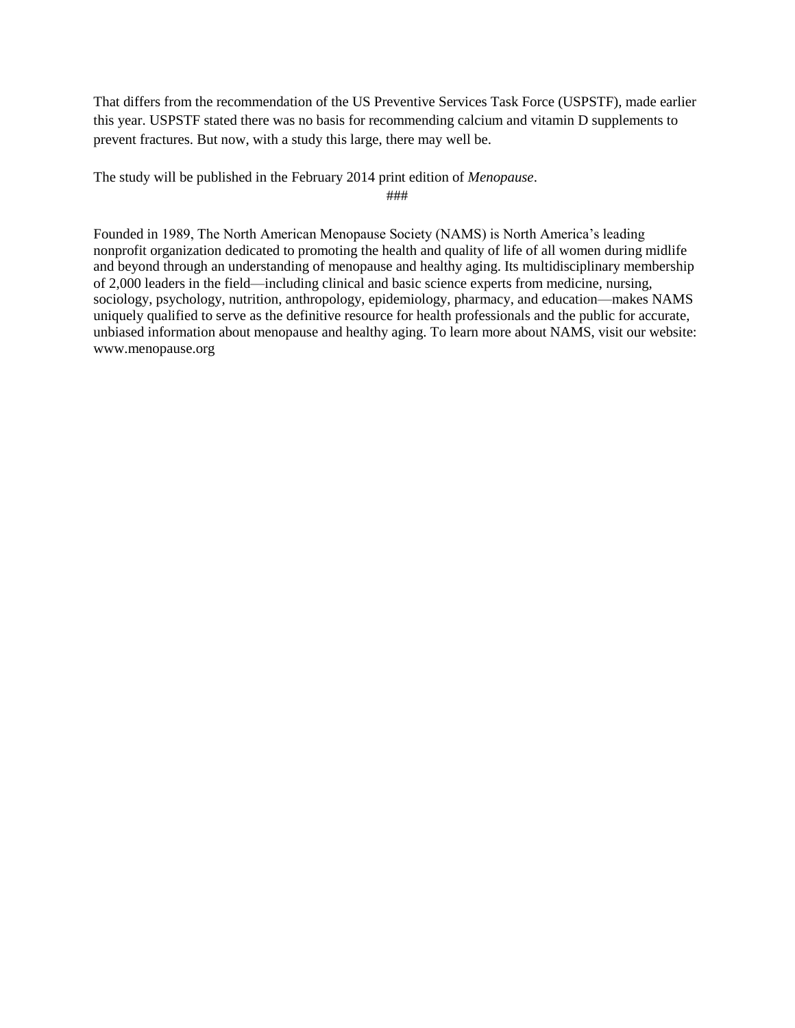That differs from the recommendation of the US Preventive Services Task Force (USPSTF), made earlier this year. USPSTF stated there was no basis for recommending calcium and vitamin D supplements to prevent fractures. But now, with a study this large, there may well be.

The study will be published in the February 2014 print edition of *Menopause*.

###

Founded in 1989, The North American Menopause Society (NAMS) is North America's leading nonprofit organization dedicated to promoting the health and quality of life of all women during midlife and beyond through an understanding of menopause and healthy aging. Its multidisciplinary membership of 2,000 leaders in the field—including clinical and basic science experts from medicine, nursing, sociology, psychology, nutrition, anthropology, epidemiology, pharmacy, and education—makes NAMS uniquely qualified to serve as the definitive resource for health professionals and the public for accurate, unbiased information about menopause and healthy aging. To learn more about NAMS, visit our website: www.menopause.org